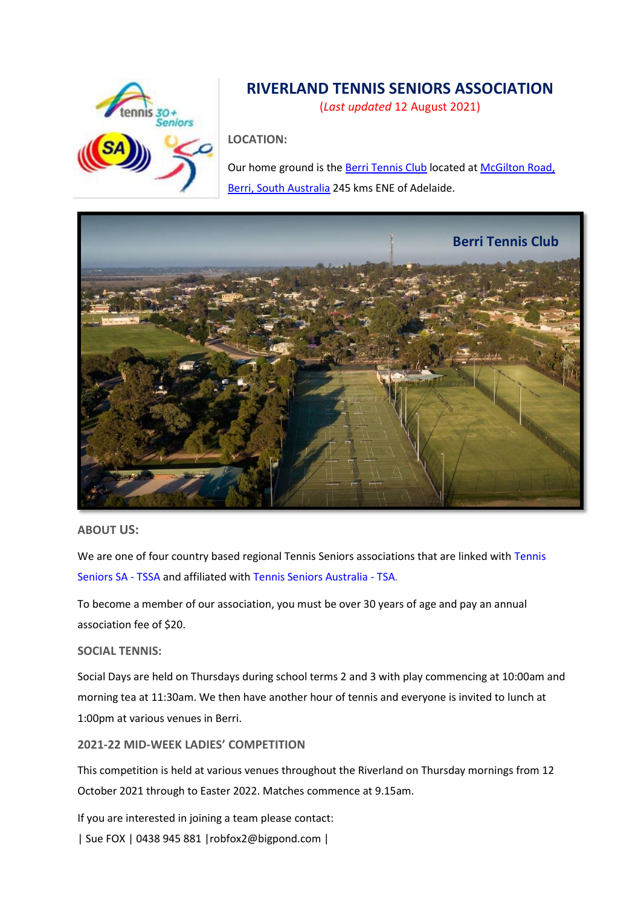# RIVERLAND TENNIS SENIORS ASSOCIATION

(*Last updated* 12 August 2021)

**LOCATION:**

Our home ground is the Berri Tennis Club located at McGilton Road, Berri, South Australia 245 kms ENE of Adelaide.

**ABOUT US:**

We are one of four country based regional Tennis Seniors associations that are linked with Tennis Seniors SA - TSSA and affiliated with Tennis Seniors Australia - TSA.

To become a member of our association, you must be over 30 years of age and pay an annual association fee of $20.

**SOCIAL TENNIS:**

Social Days are held on Thursdays during school terms 2 and 3 with play commencing at 10:00am and morning tea at 11:30am. We then have another hour of tennis and everyone is invited to lunch at 1:00pm at various venues in Berri.

**2021-22 MID-WEEK LADIES' COMPETITION**

This competition is held at various venues throughout the Riverland on Thursday mornings from 12 October 2021 through to Easter 2022. Matches commence at 9.15am.

If you are interested in joining a team please contact:

| Sue FOX | 0438 945 881 |robfox2@bigpond.com |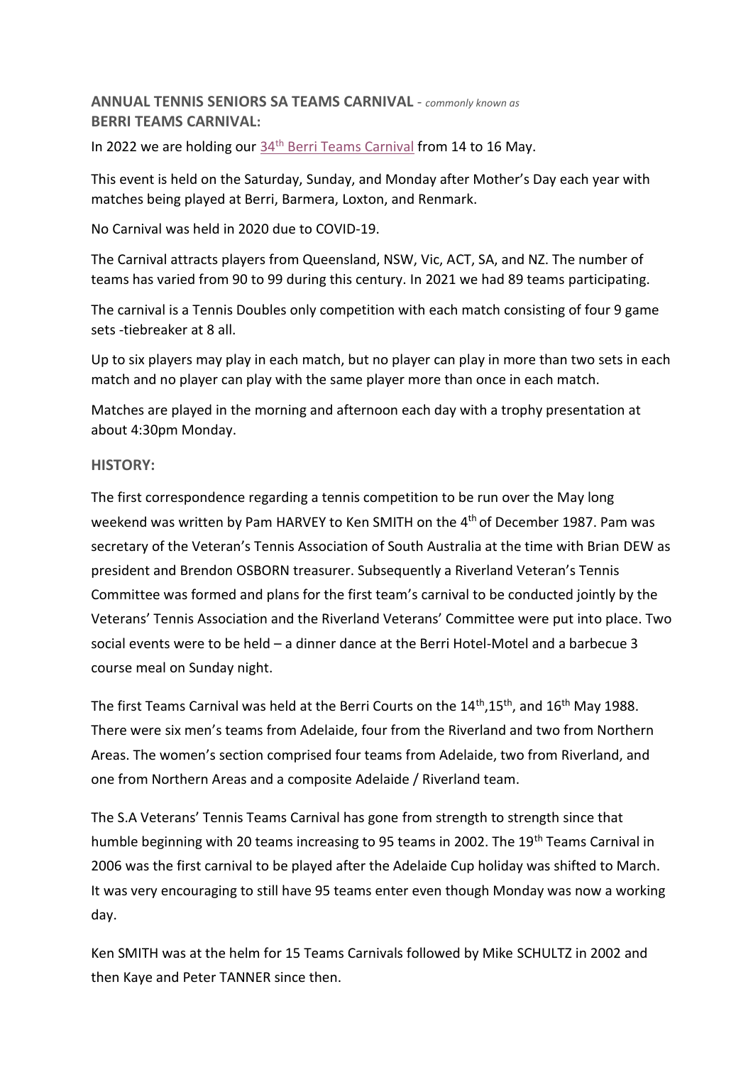**ANNUAL TENNIS SENIORS SA TEAMS CARNIVAL** - *commonly known as*
**BERRI TEAMS CARNIVAL:**

In 2022 we are holding our 34th Berri Teams Carnival from 14 to 16 May.

This event is held on the Saturday, Sunday, and Monday after Mother's Day each year with matches being played at Berri, Barmera, Loxton, and Renmark.

No Carnival was held in 2020 due to COVID-19.

The Carnival attracts players from Queensland, NSW, Vic, ACT, SA, and NZ. The number of teams has varied from 90 to 99 during this century. In 2021 we had 89 teams participating.

The carnival is a Tennis Doubles only competition with each match consisting of four 9 game sets -tiebreaker at 8 all.

Up to six players may play in each match, but no player can play in more than two sets in each match and no player can play with the same player more than once in each match.

Matches are played in the morning and afternoon each day with a trophy presentation at about 4:30pm Monday.

**HISTORY:**

The first correspondence regarding a tennis competition to be run over the May long weekend was written by Pam HARVEY to Ken SMITH on the 4th of December 1987. Pam was secretary of the Veteran's Tennis Association of South Australia at the time with Brian DEW as president and Brendon OSBORN treasurer. Subsequently a Riverland Veteran's Tennis Committee was formed and plans for the first team's carnival to be conducted jointly by the Veterans' Tennis Association and the Riverland Veterans' Committee were put into place. Two social events were to be held – a dinner dance at the Berri Hotel-Motel and a barbecue 3 course meal on Sunday night.

The first Teams Carnival was held at the Berri Courts on the 14th,15th, and 16th May 1988. There were six men's teams from Adelaide, four from the Riverland and two from Northern Areas. The women's section comprised four teams from Adelaide, two from Riverland, and one from Northern Areas and a composite Adelaide / Riverland team.

The S.A Veterans' Tennis Teams Carnival has gone from strength to strength since that humble beginning with 20 teams increasing to 95 teams in 2002. The 19th Teams Carnival in 2006 was the first carnival to be played after the Adelaide Cup holiday was shifted to March. It was very encouraging to still have 95 teams enter even though Monday was now a working day.

Ken SMITH was at the helm for 15 Teams Carnivals followed by Mike SCHULTZ in 2002 and then Kaye and Peter TANNER since then.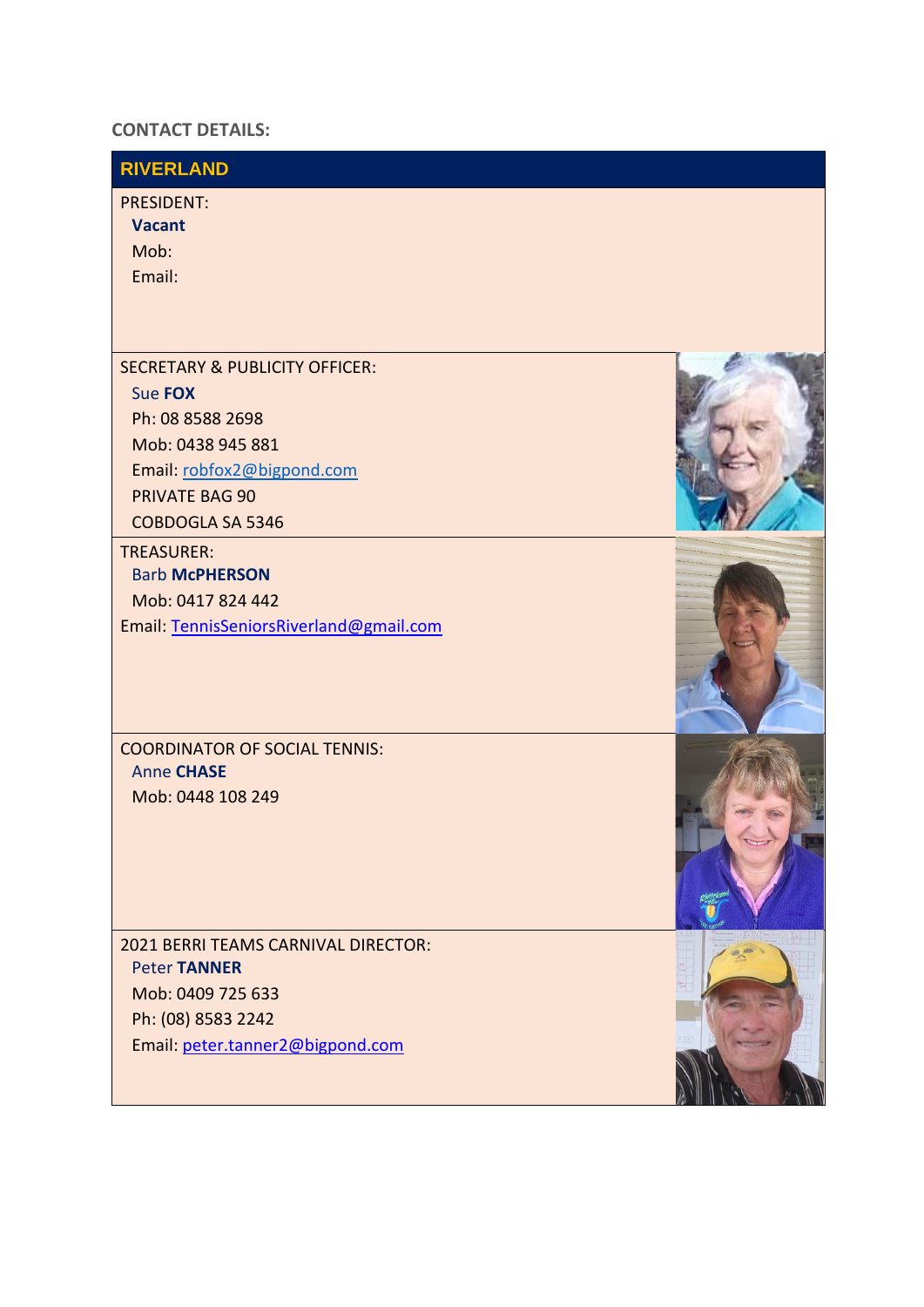**CONTACT DETAILS:**

## RIVERLAND

PRESIDENT:
**Vacant**
Mob:
Email:

SECRETARY & PUBLICITY OFFICER:
Sue **FOX**
Ph: 08 8588 2698
Mob: 0438 945 881
Email: robfox2@bigpond.com
PRIVATE BAG 90
COBDOGLA SA 5346

TREASURER:
Barb **McPHERSON**
Mob: 0417 824 442
Email: TennisSeniorsRiverland@gmail.com

COORDINATOR OF SOCIAL TENNIS:
Anne **CHASE**
Mob: 0448 108 249

2021 BERRI TEAMS CARNIVAL DIRECTOR:
Peter **TANNER**
Mob: 0409 725 633
Ph: (08) 8583 2242
Email: peter.tanner2@bigpond.com